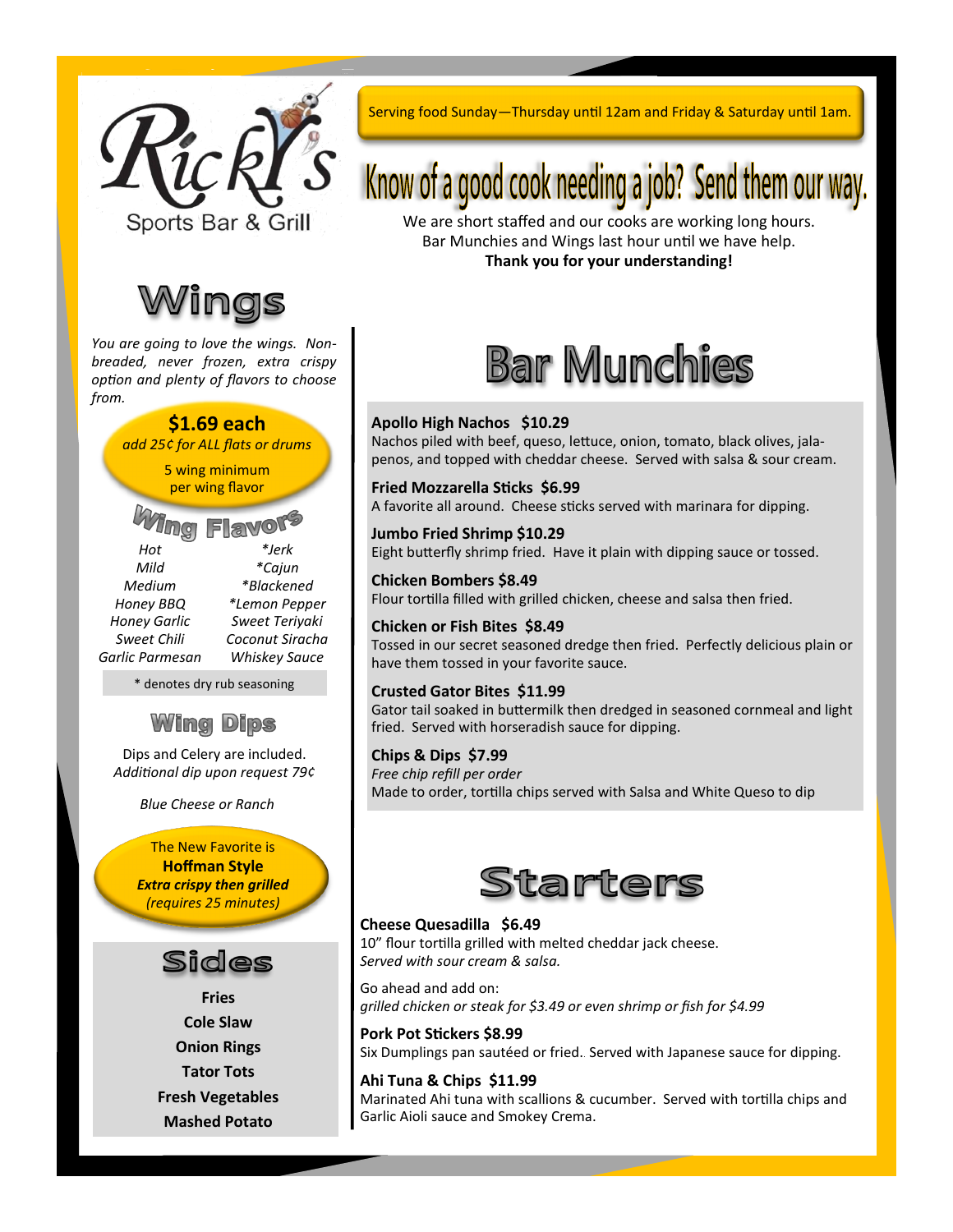# Ricky's Sports Bar & Grill

Serving food Sunday—Thursday until 12am and Friday & Saturday until 1am.

## Know of a good cook needing a job? Send them our way.

We are short staffed and our cooks are working long hours.
Bar Munchies and Wings last hour until we have help.
**Thank you for your understanding!**

# Wings

*You are going to love the wings. Non-breaded, never frozen, extra crispy option and plenty of flavors to choose from.*

**$1.69 each**
*add 25¢ for ALL flats or drums*

5 wing minimum
per wing flavor

## Wing Flavors

| | |
|---|---|
| *Hot* | *\*Jerk* |
| *Mild* | *\*Cajun* |
| *Medium* | *\*Blackened* |
| *Honey BBQ* | *\*Lemon Pepper* |
| *Honey Garlic* | *Sweet Teriyaki* |
| *Sweet Chili* | *Coconut Siracha* |
| *Garlic Parmesan* | *Whiskey Sauce* |

\* denotes dry rub seasoning

## Wing Dips

Dips and Celery are included.
*Additional dip upon request 79¢*

*Blue Cheese or Ranch*

The New Favorite is
**Hoffman Style**
***Extra crispy then grilled***
*(requires 25 minutes)*

## Sides

**Fries**
**Cole Slaw**
**Onion Rings**
**Tator Tots**
**Fresh Vegetables**
**Mashed Potato**

# Bar Munchies

**Apollo High Nachos $10.29**
Nachos piled with beef, queso, lettuce, onion, tomato, black olives, jalapenos, and topped with cheddar cheese. Served with salsa & sour cream.

**Fried Mozzarella Sticks $6.99**
A favorite all around. Cheese sticks served with marinara for dipping.

**Jumbo Fried Shrimp $10.29**
Eight butterfly shrimp fried. Have it plain with dipping sauce or tossed.

**Chicken Bombers $8.49**
Flour tortilla filled with grilled chicken, cheese and salsa then fried.

**Chicken or Fish Bites $8.49**
Tossed in our secret seasoned dredge then fried. Perfectly delicious plain or have them tossed in your favorite sauce.

**Crusted Gator Bites $11.99**
Gator tail soaked in buttermilk then dredged in seasoned cornmeal and light fried. Served with horseradish sauce for dipping.

**Chips & Dips $7.99**
*Free chip refill per order*
Made to order, tortilla chips served with Salsa and White Queso to dip

# Starters

**Cheese Quesadilla $6.49**
10" flour tortilla grilled with melted cheddar jack cheese.
*Served with sour cream & salsa.*

Go ahead and add on:
*grilled chicken or steak for $3.49 or even shrimp or fish for $4.99*

**Pork Pot Stickers $8.99**
Six Dumplings pan sautéed or fried. Served with Japanese sauce for dipping.

**Ahi Tuna & Chips $11.99**
Marinated Ahi tuna with scallions & cucumber. Served with tortilla chips and Garlic Aioli sauce and Smokey Crema.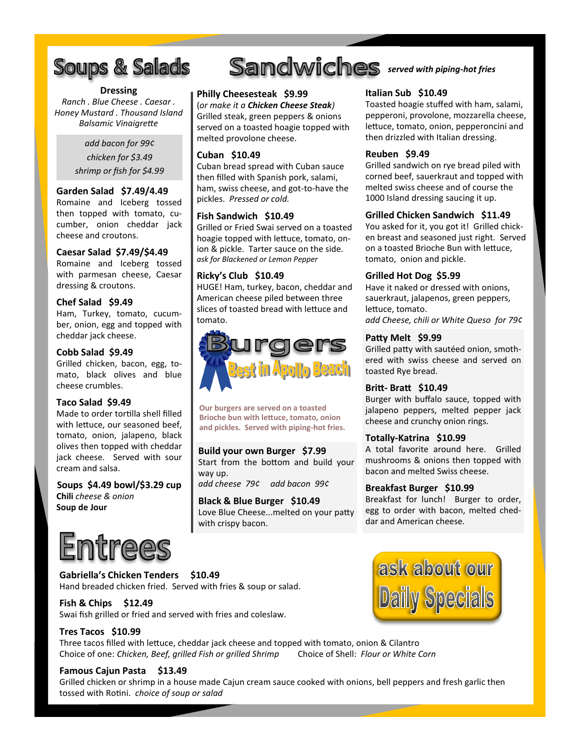# Soups & Salads

**Dressing**

*Ranch . Blue Cheese . Caesar . Honey Mustard . Thousand Island Balsamic Vinaigrette*

*add bacon for 99¢*
*chicken for $3.49*
*shrimp or fish for $4.99*

**Garden Salad $7.49/4.49**
Romaine and Iceberg tossed then topped with tomato, cucumber, onion cheddar jack cheese and croutons.

**Caesar Salad $7.49/$4.49**
Romaine and Iceberg tossed with parmesan cheese, Caesar dressing & croutons.

**Chef Salad $9.49**
Ham, Turkey, tomato, cucumber, onion, egg and topped with cheddar jack cheese.

**Cobb Salad $9.49**
Grilled chicken, bacon, egg, tomato, black olives and blue cheese crumbles.

**Taco Salad $9.49**
Made to order tortilla shell filled with lettuce, our seasoned beef, tomato, onion, jalapeno, black olives then topped with cheddar jack cheese. Served with sour cream and salsa.

**Soups $4.49 bowl/$3.29 cup**
**Chili** *cheese & onion*
**Soup de Jour**

# Sandwiches *served with piping-hot fries*

**Philly Cheesesteak $9.99**
(*or make it a* ***Chicken Cheese Steak***)
Grilled steak, green peppers & onions served on a toasted hoagie topped with melted provolone cheese.

**Cuban $10.49**
Cuban bread spread with Cuban sauce then filled with Spanish pork, salami, ham, swiss cheese, and got-to-have the pickles. *Pressed or cold.*

**Fish Sandwich $10.49**
Grilled or Fried Swai served on a toasted hoagie topped with lettuce, tomato, onion & pickle. Tarter sauce on the side.
*ask for Blackened or Lemon Pepper*

**Ricky's Club $10.49**
HUGE! Ham, turkey, bacon, cheddar and American cheese piled between three slices of toasted bread with lettuce and tomato.

**Italian Sub $10.49**
Toasted hoagie stuffed with ham, salami, pepperoni, provolone, mozzarella cheese, lettuce, tomato, onion, pepperoncini and then drizzled with Italian dressing.

**Reuben $9.49**
Grilled sandwich on rye bread piled with corned beef, sauerkraut and topped with melted swiss cheese and of course the 1000 Island dressing saucing it up.

**Grilled Chicken Sandwich $11.49**
You asked for it, you got it! Grilled chicken breast and seasoned just right. Served on a toasted Brioche Bun with lettuce, tomato, onion and pickle.

**Grilled Hot Dog $5.99**
Have it naked or dressed with onions, sauerkraut, jalapenos, green peppers, lettuce, tomato.
*add Cheese, chili or White Queso for 79¢*

## Burgers

Best in Apollo Beach

**Our burgers are served on a toasted Brioche bun with lettuce, tomato, onion and pickles. Served with piping-hot fries.**

**Build your own Burger $7.99**
Start from the bottom and build your way up.
*add cheese 79¢ add bacon 99¢*

**Black & Blue Burger $10.49**
Love Blue Cheese...melted on your patty with crispy bacon.

**Patty Melt $9.99**
Grilled patty with sautéed onion, smothered with swiss cheese and served on toasted Rye bread.

**Britt- Bratt $10.49**
Burger with buffalo sauce, topped with jalapeno peppers, melted pepper jack cheese and crunchy onion rings.

**Totally-Katrina $10.99**
A total favorite around here. Grilled mushrooms & onions then topped with bacon and melted Swiss cheese.

**Breakfast Burger $10.99**
Breakfast for lunch! Burger to order, egg to order with bacon, melted cheddar and American cheese.

# Entrees

**Gabriella's Chicken Tenders $10.49**
Hand breaded chicken fried. Served with fries & soup or salad.

**Fish & Chips $12.49**
Swai fish grilled or fried and served with fries and coleslaw.

**Tres Tacos $10.99**
Three tacos filled with lettuce, cheddar jack cheese and topped with tomato, onion & Cilantro
Choice of one: *Chicken, Beef, grilled Fish or grilled Shrimp* Choice of Shell: *Flour or White Corn*

**Famous Cajun Pasta $13.49**
Grilled chicken or shrimp in a house made Cajun cream sauce cooked with onions, bell peppers and fresh garlic then tossed with Rotini. *choice of soup or salad*

ask about our Daily Specials